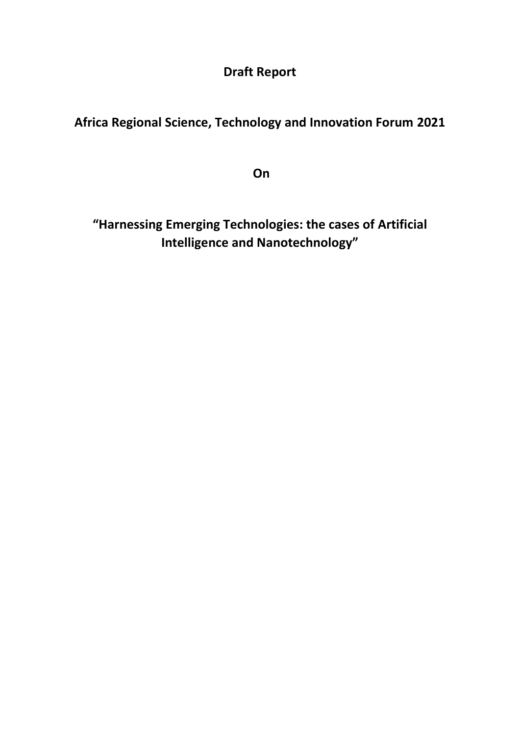# Draft Report

## Africa Regional Science, Technology and Innovation Forum 2021

## On

## "Harnessing Emerging Technologies: the cases of Artificial Intelligence and Nanotechnology"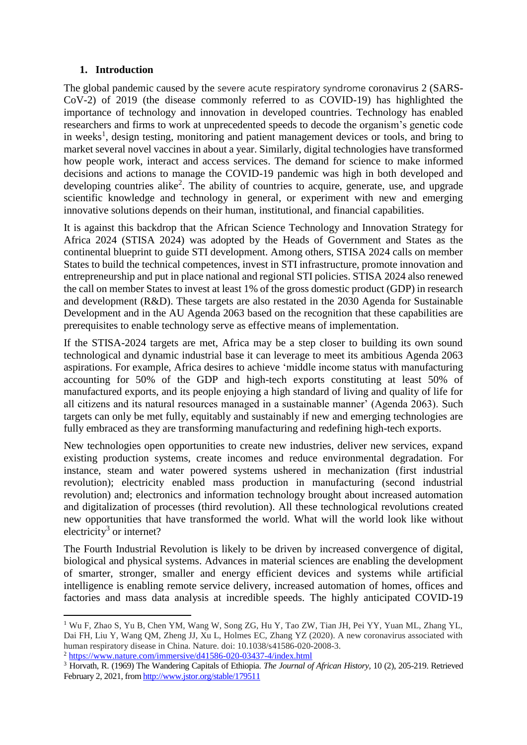## 1. Introduction

The global pandemic caused by the severe acute respiratory syndrome coronavirus 2 (SARS-CoV-2) of 2019 (the disease commonly referred to as COVID-19) has highlighted the importance of technology and innovation in developed countries. Technology has enabled researchers and firms to work at unprecedented speeds to decode the organism's genetic code in weeks[1], design testing, monitoring and patient management devices or tools, and bring to market several novel vaccines in about a year. Similarly, digital technologies have transformed how people work, interact and access services. The demand for science to make informed decisions and actions to manage the COVID-19 pandemic was high in both developed and developing countries alike[2]. The ability of countries to acquire, generate, use, and upgrade scientific knowledge and technology in general, or experiment with new and emerging innovative solutions depends on their human, institutional, and financial capabilities.

It is against this backdrop that the African Science Technology and Innovation Strategy for Africa 2024 (STISA 2024) was adopted by the Heads of Government and States as the continental blueprint to guide STI development. Among others, STISA 2024 calls on member States to build the technical competences, invest in STI infrastructure, promote innovation and entrepreneurship and put in place national and regional STI policies. STISA 2024 also renewed the call on member States to invest at least 1% of the gross domestic product (GDP) in research and development (R&D). These targets are also restated in the 2030 Agenda for Sustainable Development and in the AU Agenda 2063 based on the recognition that these capabilities are prerequisites to enable technology serve as effective means of implementation.

If the STISA-2024 targets are met, Africa may be a step closer to building its own sound technological and dynamic industrial base it can leverage to meet its ambitious Agenda 2063 aspirations. For example, Africa desires to achieve 'middle income status with manufacturing accounting for 50% of the GDP and high-tech exports constituting at least 50% of manufactured exports, and its people enjoying a high standard of living and quality of life for all citizens and its natural resources managed in a sustainable manner' (Agenda 2063). Such targets can only be met fully, equitably and sustainably if new and emerging technologies are fully embraced as they are transforming manufacturing and redefining high-tech exports.

New technologies open opportunities to create new industries, deliver new services, expand existing production systems, create incomes and reduce environmental degradation. For instance, steam and water powered systems ushered in mechanization (first industrial revolution); electricity enabled mass production in manufacturing (second industrial revolution) and; electronics and information technology brought about increased automation and digitalization of processes (third revolution). All these technological revolutions created new opportunities that have transformed the world. What will the world look like without electricity[3] or internet?

The Fourth Industrial Revolution is likely to be driven by increased convergence of digital, biological and physical systems. Advances in material sciences are enabling the development of smarter, stronger, smaller and energy efficient devices and systems while artificial intelligence is enabling remote service delivery, increased automation of homes, offices and factories and mass data analysis at incredible speeds. The highly anticipated COVID-19

---

[1] Wu F, Zhao S, Yu B, Chen YM, Wang W, Song ZG, Hu Y, Tao ZW, Tian JH, Pei YY, Yuan ML, Zhang YL, Dai FH, Liu Y, Wang QM, Zheng JJ, Xu L, Holmes EC, Zhang YZ (2020). A new coronavirus associated with human respiratory disease in China. Nature. doi: 10.1038/s41586-020-2008-3.

[2] https://www.nature.com/immersive/d41586-020-03437-4/index.html

[3] Horvath, R. (1969) The Wandering Capitals of Ethiopia. *The Journal of African History*, 10 (2), 205-219. Retrieved February 2, 2021, from http://www.jstor.org/stable/179511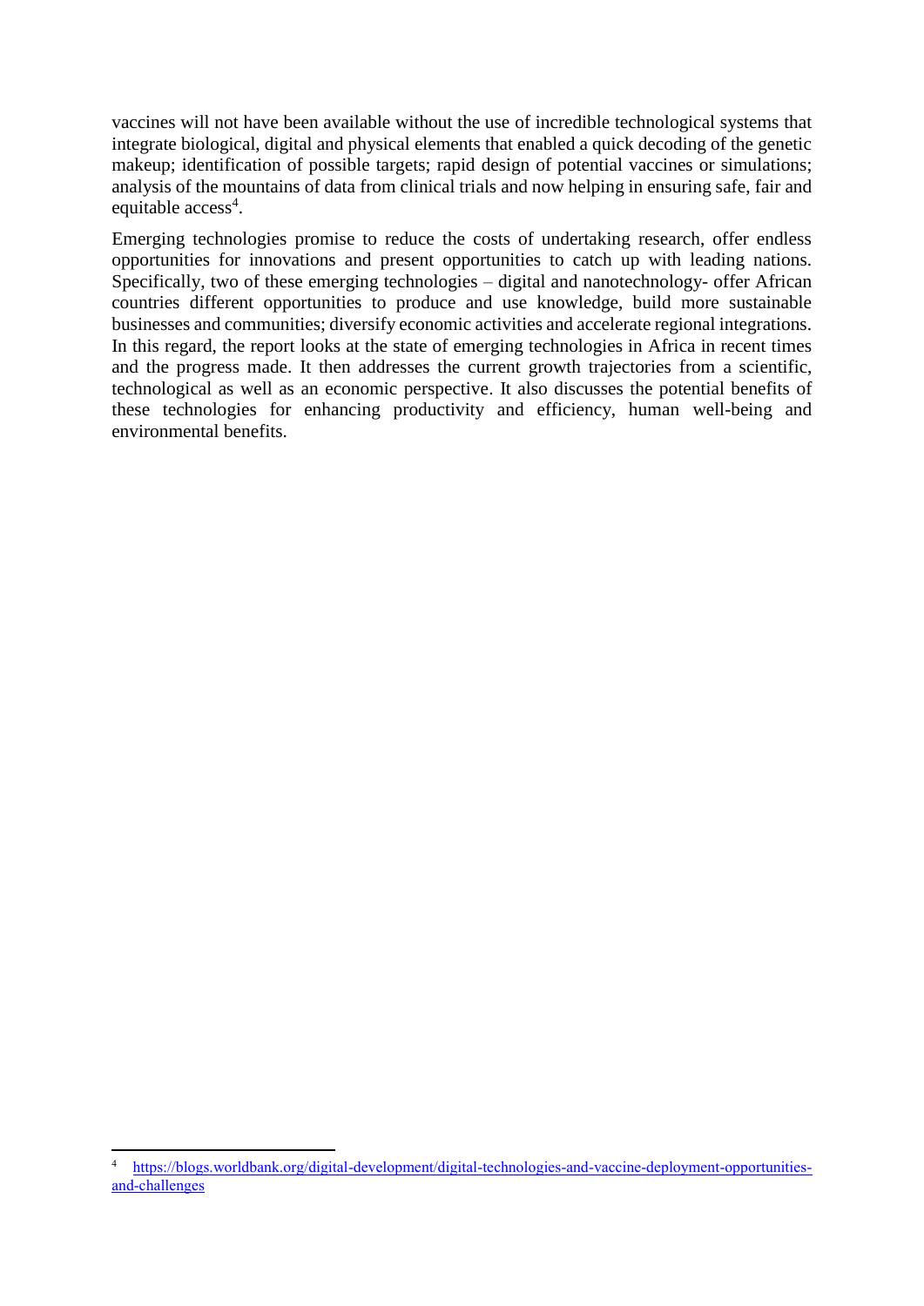vaccines will not have been available without the use of incredible technological systems that integrate biological, digital and physical elements that enabled a quick decoding of the genetic makeup; identification of possible targets; rapid design of potential vaccines or simulations; analysis of the mountains of data from clinical trials and now helping in ensuring safe, fair and equitable access[4].

Emerging technologies promise to reduce the costs of undertaking research, offer endless opportunities for innovations and present opportunities to catch up with leading nations. Specifically, two of these emerging technologies – digital and nanotechnology- offer African countries different opportunities to produce and use knowledge, build more sustainable businesses and communities; diversify economic activities and accelerate regional integrations. In this regard, the report looks at the state of emerging technologies in Africa in recent times and the progress made. It then addresses the current growth trajectories from a scientific, technological as well as an economic perspective. It also discusses the potential benefits of these technologies for enhancing productivity and efficiency, human well-being and environmental benefits.

---

[4] https://blogs.worldbank.org/digital-development/digital-technologies-and-vaccine-deployment-opportunities-and-challenges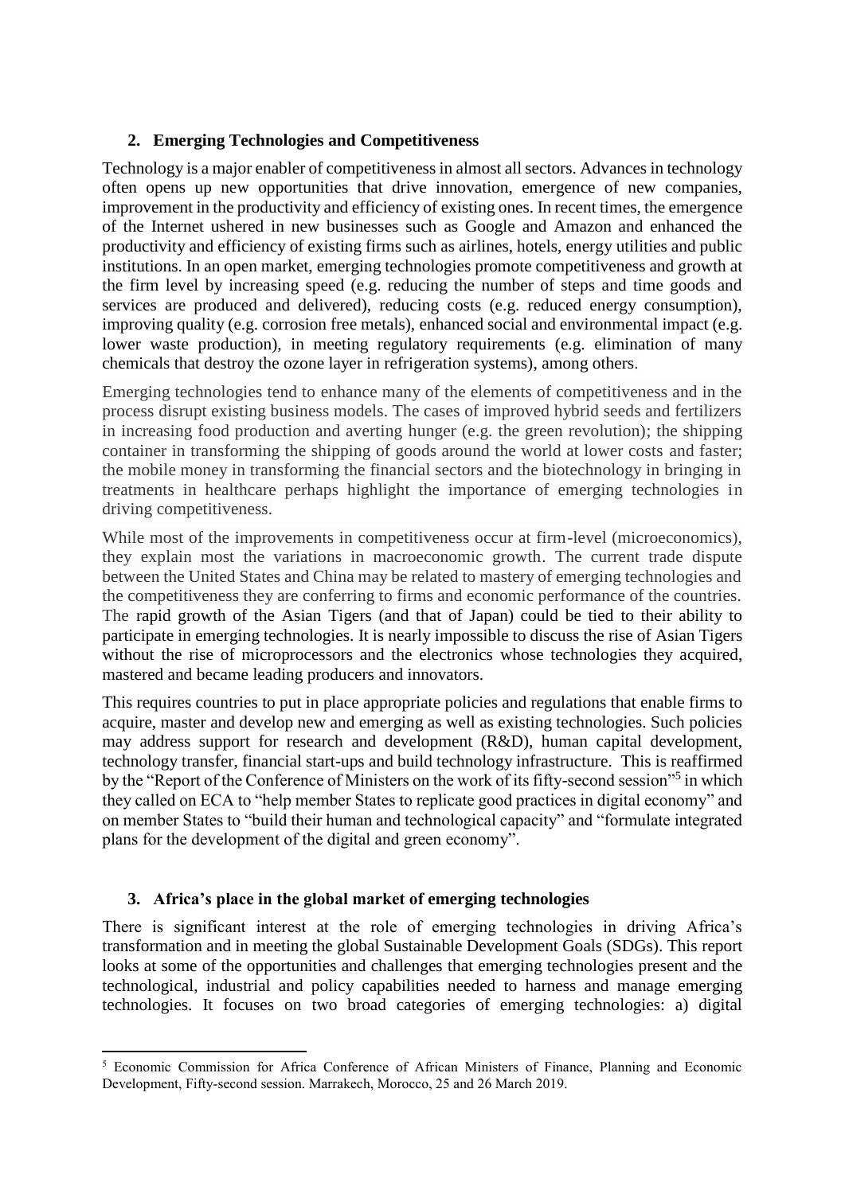## 2. Emerging Technologies and Competitiveness

Technology is a major enabler of competitiveness in almost all sectors. Advances in technology often opens up new opportunities that drive innovation, emergence of new companies, improvement in the productivity and efficiency of existing ones. In recent times, the emergence of the Internet ushered in new businesses such as Google and Amazon and enhanced the productivity and efficiency of existing firms such as airlines, hotels, energy utilities and public institutions. In an open market, emerging technologies promote competitiveness and growth at the firm level by increasing speed (e.g. reducing the number of steps and time goods and services are produced and delivered), reducing costs (e.g. reduced energy consumption), improving quality (e.g. corrosion free metals), enhanced social and environmental impact (e.g. lower waste production), in meeting regulatory requirements (e.g. elimination of many chemicals that destroy the ozone layer in refrigeration systems), among others.

Emerging technologies tend to enhance many of the elements of competitiveness and in the process disrupt existing business models. The cases of improved hybrid seeds and fertilizers in increasing food production and averting hunger (e.g. the green revolution); the shipping container in transforming the shipping of goods around the world at lower costs and faster; the mobile money in transforming the financial sectors and the biotechnology in bringing in treatments in healthcare perhaps highlight the importance of emerging technologies in driving competitiveness.

While most of the improvements in competitiveness occur at firm-level (microeconomics), they explain most the variations in macroeconomic growth. The current trade dispute between the United States and China may be related to mastery of emerging technologies and the competitiveness they are conferring to firms and economic performance of the countries. The rapid growth of the Asian Tigers (and that of Japan) could be tied to their ability to participate in emerging technologies. It is nearly impossible to discuss the rise of Asian Tigers without the rise of microprocessors and the electronics whose technologies they acquired, mastered and became leading producers and innovators.

This requires countries to put in place appropriate policies and regulations that enable firms to acquire, master and develop new and emerging as well as existing technologies. Such policies may address support for research and development (R&D), human capital development, technology transfer, financial start-ups and build technology infrastructure. This is reaffirmed by the "Report of the Conference of Ministers on the work of its fifty-second session"[5] in which they called on ECA to "help member States to replicate good practices in digital economy" and on member States to "build their human and technological capacity" and "formulate integrated plans for the development of the digital and green economy".

## 3. Africa's place in the global market of emerging technologies

There is significant interest at the role of emerging technologies in driving Africa's transformation and in meeting the global Sustainable Development Goals (SDGs). This report looks at some of the opportunities and challenges that emerging technologies present and the technological, industrial and policy capabilities needed to harness and manage emerging technologies. It focuses on two broad categories of emerging technologies: a) digital

[5] Economic Commission for Africa Conference of African Ministers of Finance, Planning and Economic Development, Fifty-second session. Marrakech, Morocco, 25 and 26 March 2019.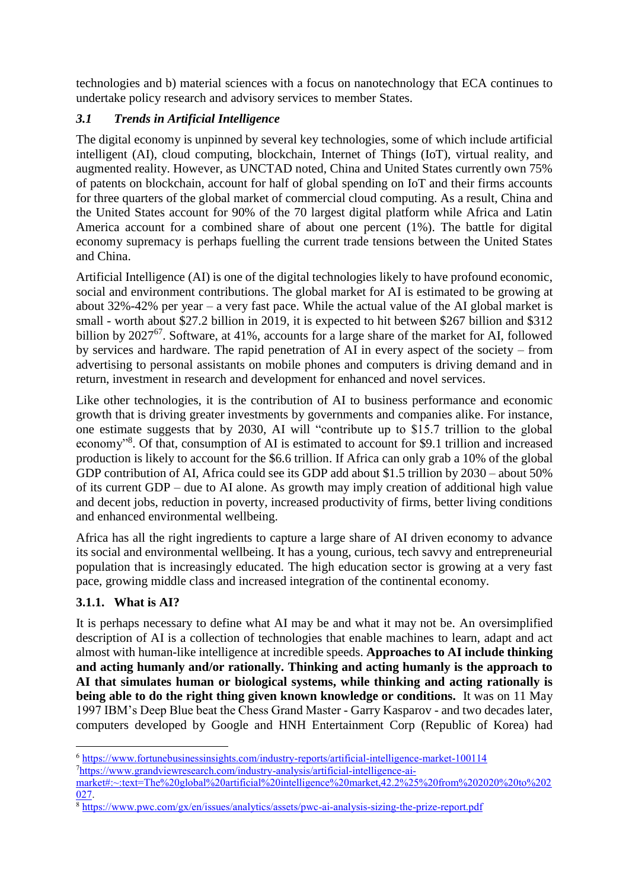technologies and b) material sciences with a focus on nanotechnology that ECA continues to undertake policy research and advisory services to member States.

### *3.1 Trends in Artificial Intelligence*

The digital economy is unpinned by several key technologies, some of which include artificial intelligent (AI), cloud computing, blockchain, Internet of Things (IoT), virtual reality, and augmented reality. However, as UNCTAD noted, China and United States currently own 75% of patents on blockchain, account for half of global spending on IoT and their firms accounts for three quarters of the global market of commercial cloud computing. As a result, China and the United States account for 90% of the 70 largest digital platform while Africa and Latin America account for a combined share of about one percent (1%). The battle for digital economy supremacy is perhaps fuelling the current trade tensions between the United States and China.

Artificial Intelligence (AI) is one of the digital technologies likely to have profound economic, social and environment contributions. The global market for AI is estimated to be growing at about 32%-42% per year – a very fast pace. While the actual value of the AI global market is small - worth about $27.2 billion in 2019, it is expected to hit between $267 billion and $312 billion by 2027[6][7]. Software, at 41%, accounts for a large share of the market for AI, followed by services and hardware. The rapid penetration of AI in every aspect of the society – from advertising to personal assistants on mobile phones and computers is driving demand and in return, investment in research and development for enhanced and novel services.

Like other technologies, it is the contribution of AI to business performance and economic growth that is driving greater investments by governments and companies alike. For instance, one estimate suggests that by 2030, AI will "contribute up to $15.7 trillion to the global economy"[8]. Of that, consumption of AI is estimated to account for $9.1 trillion and increased production is likely to account for the $6.6 trillion. If Africa can only grab a 10% of the global GDP contribution of AI, Africa could see its GDP add about $1.5 trillion by 2030 – about 50% of its current GDP – due to AI alone. As growth may imply creation of additional high value and decent jobs, reduction in poverty, increased productivity of firms, better living conditions and enhanced environmental wellbeing.

Africa has all the right ingredients to capture a large share of AI driven economy to advance its social and environmental wellbeing. It has a young, curious, tech savvy and entrepreneurial population that is increasingly educated. The high education sector is growing at a very fast pace, growing middle class and increased integration of the continental economy.

#### 3.1.1. What is AI?

It is perhaps necessary to define what AI may be and what it may not be. An oversimplified description of AI is a collection of technologies that enable machines to learn, adapt and act almost with human-like intelligence at incredible speeds. **Approaches to AI include thinking and acting humanly and/or rationally. Thinking and acting humanly is the approach to AI that simulates human or biological systems, while thinking and acting rationally is being able to do the right thing given known knowledge or conditions.** It was on 11 May 1997 IBM's Deep Blue beat the Chess Grand Master - Garry Kasparov - and two decades later, computers developed by Google and HNH Entertainment Corp (Republic of Korea) had

---

[6] https://www.fortunebusinessinsights.com/industry-reports/artificial-intelligence-market-100114

[7] https://www.grandviewresearch.com/industry-analysis/artificial-intelligence-ai-market#:~:text=The%20global%20artificial%20intelligence%20market,42.2%25%20from%202020%20to%202027.

[8] https://www.pwc.com/gx/en/issues/analytics/assets/pwc-ai-analysis-sizing-the-prize-report.pdf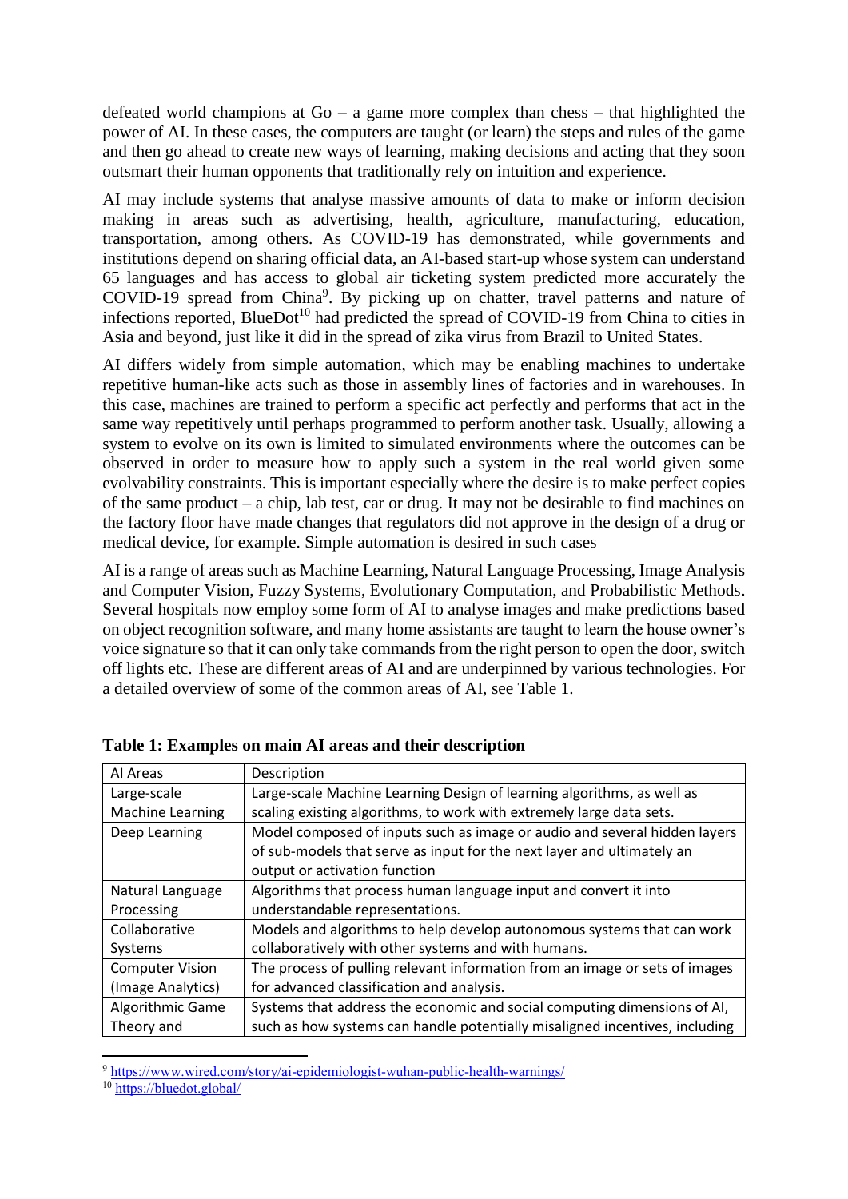defeated world champions at Go – a game more complex than chess – that highlighted the power of AI. In these cases, the computers are taught (or learn) the steps and rules of the game and then go ahead to create new ways of learning, making decisions and acting that they soon outsmart their human opponents that traditionally rely on intuition and experience.

AI may include systems that analyse massive amounts of data to make or inform decision making in areas such as advertising, health, agriculture, manufacturing, education, transportation, among others. As COVID-19 has demonstrated, while governments and institutions depend on sharing official data, an AI-based start-up whose system can understand 65 languages and has access to global air ticketing system predicted more accurately the COVID-19 spread from China[9]. By picking up on chatter, travel patterns and nature of infections reported, BlueDot[10] had predicted the spread of COVID-19 from China to cities in Asia and beyond, just like it did in the spread of zika virus from Brazil to United States.

AI differs widely from simple automation, which may be enabling machines to undertake repetitive human-like acts such as those in assembly lines of factories and in warehouses. In this case, machines are trained to perform a specific act perfectly and performs that act in the same way repetitively until perhaps programmed to perform another task. Usually, allowing a system to evolve on its own is limited to simulated environments where the outcomes can be observed in order to measure how to apply such a system in the real world given some evolvability constraints. This is important especially where the desire is to make perfect copies of the same product – a chip, lab test, car or drug. It may not be desirable to find machines on the factory floor have made changes that regulators did not approve in the design of a drug or medical device, for example. Simple automation is desired in such cases

AI is a range of areas such as Machine Learning, Natural Language Processing, Image Analysis and Computer Vision, Fuzzy Systems, Evolutionary Computation, and Probabilistic Methods. Several hospitals now employ some form of AI to analyse images and make predictions based on object recognition software, and many home assistants are taught to learn the house owner's voice signature so that it can only take commands from the right person to open the door, switch off lights etc. These are different areas of AI and are underpinned by various technologies. For a detailed overview of some of the common areas of AI, see Table 1.

**Table 1: Examples on main AI areas and their description**

| AI Areas | Description |
|---|---|
| Large-scale Machine Learning | Large-scale Machine Learning Design of learning algorithms, as well as scaling existing algorithms, to work with extremely large data sets. |
| Deep Learning | Model composed of inputs such as image or audio and several hidden layers of sub-models that serve as input for the next layer and ultimately an output or activation function |
| Natural Language Processing | Algorithms that process human language input and convert it into understandable representations. |
| Collaborative Systems | Models and algorithms to help develop autonomous systems that can work collaboratively with other systems and with humans. |
| Computer Vision (Image Analytics) | The process of pulling relevant information from an image or sets of images for advanced classification and analysis. |
| Algorithmic Game Theory and | Systems that address the economic and social computing dimensions of AI, such as how systems can handle potentially misaligned incentives, including |

[9] https://www.wired.com/story/ai-epidemiologist-wuhan-public-health-warnings/

[10] https://bluedot.global/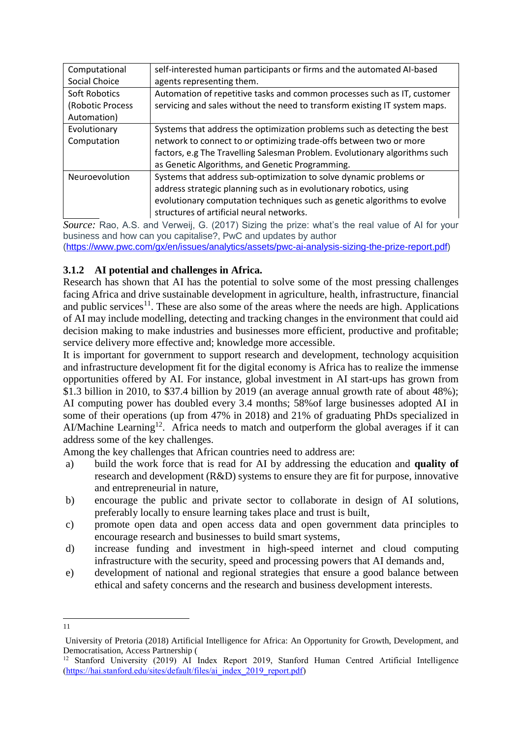| | |
|---|---|
| Computational Social Choice | self-interested human participants or firms and the automated AI-based agents representing them. |
| Soft Robotics (Robotic Process Automation) | Automation of repetitive tasks and common processes such as IT, customer servicing and sales without the need to transform existing IT system maps. |
| Evolutionary Computation | Systems that address the optimization problems such as detecting the best network to connect to or optimizing trade-offs between two or more factors, e.g The Travelling Salesman Problem. Evolutionary algorithms such as Genetic Algorithms, and Genetic Programming. |
| Neuroevolution | Systems that address sub-optimization to solve dynamic problems or address strategic planning such as in evolutionary robotics, using evolutionary computation techniques such as genetic algorithms to evolve structures of artificial neural networks. |

*Source:* Rao, A.S. and Verweij, G. (2017) Sizing the prize: what's the real value of AI for your business and how can you capitalise?, PwC and updates by author (https://www.pwc.com/gx/en/issues/analytics/assets/pwc-ai-analysis-sizing-the-prize-report.pdf)

### 3.1.2 AI potential and challenges in Africa.

Research has shown that AI has the potential to solve some of the most pressing challenges facing Africa and drive sustainable development in agriculture, health, infrastructure, financial and public services[11]. These are also some of the areas where the needs are high. Applications of AI may include modelling, detecting and tracking changes in the environment that could aid decision making to make industries and businesses more efficient, productive and profitable; service delivery more effective and; knowledge more accessible.

It is important for government to support research and development, technology acquisition and infrastructure development fit for the digital economy is Africa has to realize the immense opportunities offered by AI. For instance, global investment in AI start-ups has grown from \$1.3 billion in 2010, to \$37.4 billion by 2019 (an average annual growth rate of about 48%); AI computing power has doubled every 3.4 months; 58%of large businesses adopted AI in some of their operations (up from 47% in 2018) and 21% of graduating PhDs specialized in AI/Machine Learning[12]. Africa needs to match and outperform the global averages if it can address some of the key challenges.

Among the key challenges that African countries need to address are:

a) build the work force that is read for AI by addressing the education and **quality of** research and development (R&D) systems to ensure they are fit for purpose, innovative and entrepreneurial in nature,
b) encourage the public and private sector to collaborate in design of AI solutions, preferably locally to ensure learning takes place and trust is built,
c) promote open data and open access data and open government data principles to encourage research and businesses to build smart systems,
d) increase funding and investment in high-speed internet and cloud computing infrastructure with the security, speed and processing powers that AI demands and,
e) development of national and regional strategies that ensure a good balance between ethical and safety concerns and the research and business development interests.

---

[11] University of Pretoria (2018) Artificial Intelligence for Africa: An Opportunity for Growth, Development, and Democratisation, Access Partnership (

[12] Stanford University (2019) AI Index Report 2019, Stanford Human Centred Artificial Intelligence (https://hai.stanford.edu/sites/default/files/ai_index_2019_report.pdf)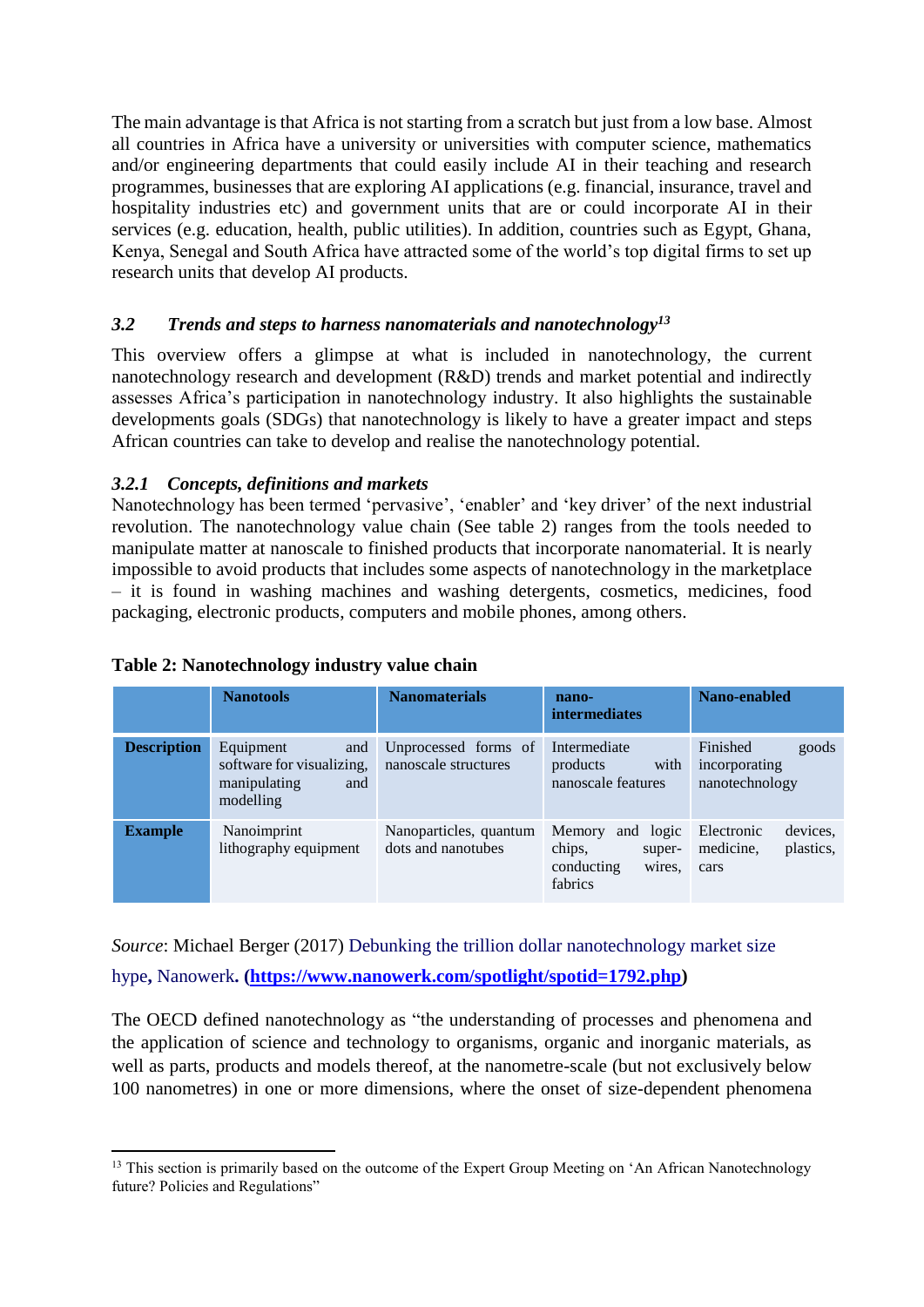The main advantage is that Africa is not starting from a scratch but just from a low base. Almost all countries in Africa have a university or universities with computer science, mathematics and/or engineering departments that could easily include AI in their teaching and research programmes, businesses that are exploring AI applications (e.g. financial, insurance, travel and hospitality industries etc) and government units that are or could incorporate AI in their services (e.g. education, health, public utilities). In addition, countries such as Egypt, Ghana, Kenya, Senegal and South Africa have attracted some of the world's top digital firms to set up research units that develop AI products.

### *3.2 Trends and steps to harness nanomaterials and nanotechnology*[13]

This overview offers a glimpse at what is included in nanotechnology, the current nanotechnology research and development (R&D) trends and market potential and indirectly assesses Africa's participation in nanotechnology industry. It also highlights the sustainable developments goals (SDGs) that nanotechnology is likely to have a greater impact and steps African countries can take to develop and realise the nanotechnology potential.

#### *3.2.1 Concepts, definitions and markets*

Nanotechnology has been termed 'pervasive', 'enabler' and 'key driver' of the next industrial revolution. The nanotechnology value chain (See table 2) ranges from the tools needed to manipulate matter at nanoscale to finished products that incorporate nanomaterial. It is nearly impossible to avoid products that includes some aspects of nanotechnology in the marketplace – it is found in washing machines and washing detergents, cosmetics, medicines, food packaging, electronic products, computers and mobile phones, among others.

**Table 2: Nanotechnology industry value chain**

| | **Nanotools** | **Nanomaterials** | **nano-intermediates** | **Nano-enabled** |
|---|---|---|---|---|
| **Description** | Equipment and software for visualizing, manipulating and modelling | Unprocessed forms of nanoscale structures | Intermediate products with nanoscale features | Finished goods incorporating nanotechnology |
| **Example** | Nanoimprint lithography equipment | Nanoparticles, quantum dots and nanotubes | Memory and logic chips, super-conducting wires, fabrics | Electronic devices, medicine, plastics, cars |

*Source*: Michael Berger (2017) Debunking the trillion dollar nanotechnology market size hype, Nanowerk. **(https://www.nanowerk.com/spotlight/spotid=1792.php)**

The OECD defined nanotechnology as "the understanding of processes and phenomena and the application of science and technology to organisms, organic and inorganic materials, as well as parts, products and models thereof, at the nanometre-scale (but not exclusively below 100 nanometres) in one or more dimensions, where the onset of size-dependent phenomena

[13] This section is primarily based on the outcome of the Expert Group Meeting on 'An African Nanotechnology future? Policies and Regulations"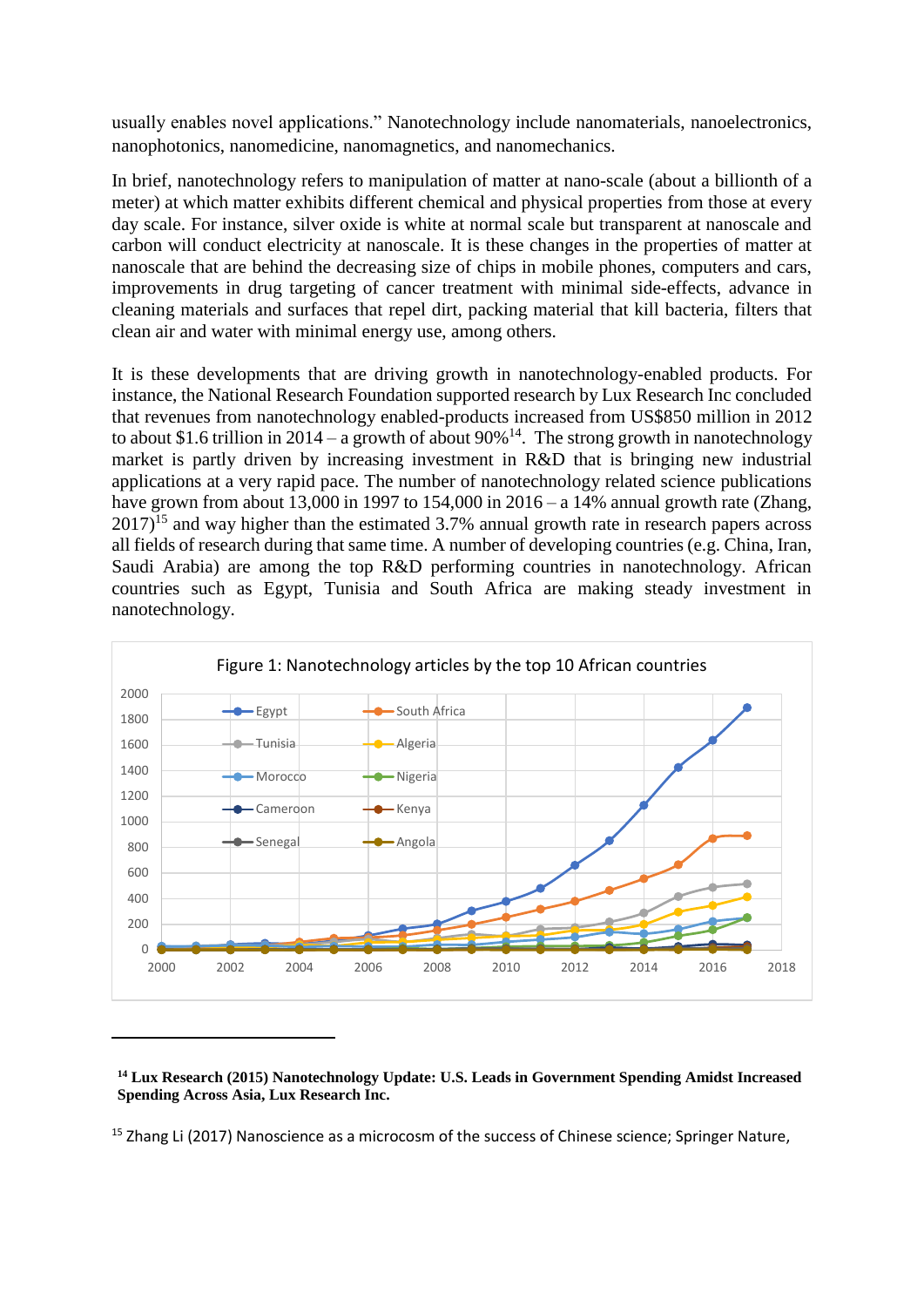usually enables novel applications." Nanotechnology include nanomaterials, nanoelectronics, nanophotonics, nanomedicine, nanomagnetics, and nanomechanics.

In brief, nanotechnology refers to manipulation of matter at nano-scale (about a billionth of a meter) at which matter exhibits different chemical and physical properties from those at every day scale. For instance, silver oxide is white at normal scale but transparent at nanoscale and carbon will conduct electricity at nanoscale. It is these changes in the properties of matter at nanoscale that are behind the decreasing size of chips in mobile phones, computers and cars, improvements in drug targeting of cancer treatment with minimal side-effects, advance in cleaning materials and surfaces that repel dirt, packing material that kill bacteria, filters that clean air and water with minimal energy use, among others.

It is these developments that are driving growth in nanotechnology-enabled products. For instance, the National Research Foundation supported research by Lux Research Inc concluded that revenues from nanotechnology enabled-products increased from US$850 million in 2012 to about $1.6 trillion in 2014 – a growth of about 90%[14]. The strong growth in nanotechnology market is partly driven by increasing investment in R&D that is bringing new industrial applications at a very rapid pace. The number of nanotechnology related science publications have grown from about 13,000 in 1997 to 154,000 in 2016 – a 14% annual growth rate (Zhang, 2017)[15] and way higher than the estimated 3.7% annual growth rate in research papers across all fields of research during that same time. A number of developing countries (e.g. China, Iran, Saudi Arabia) are among the top R&D performing countries in nanotechnology. African countries such as Egypt, Tunisia and South Africa are making steady investment in nanotechnology.

Figure 1: Nanotechnology articles by the top 10 African countries

---

[14] **Lux Research (2015) Nanotechnology Update: U.S. Leads in Government Spending Amidst Increased Spending Across Asia, Lux Research Inc.**

[15] Zhang Li (2017) Nanoscience as a microcosm of the success of Chinese science; Springer Nature,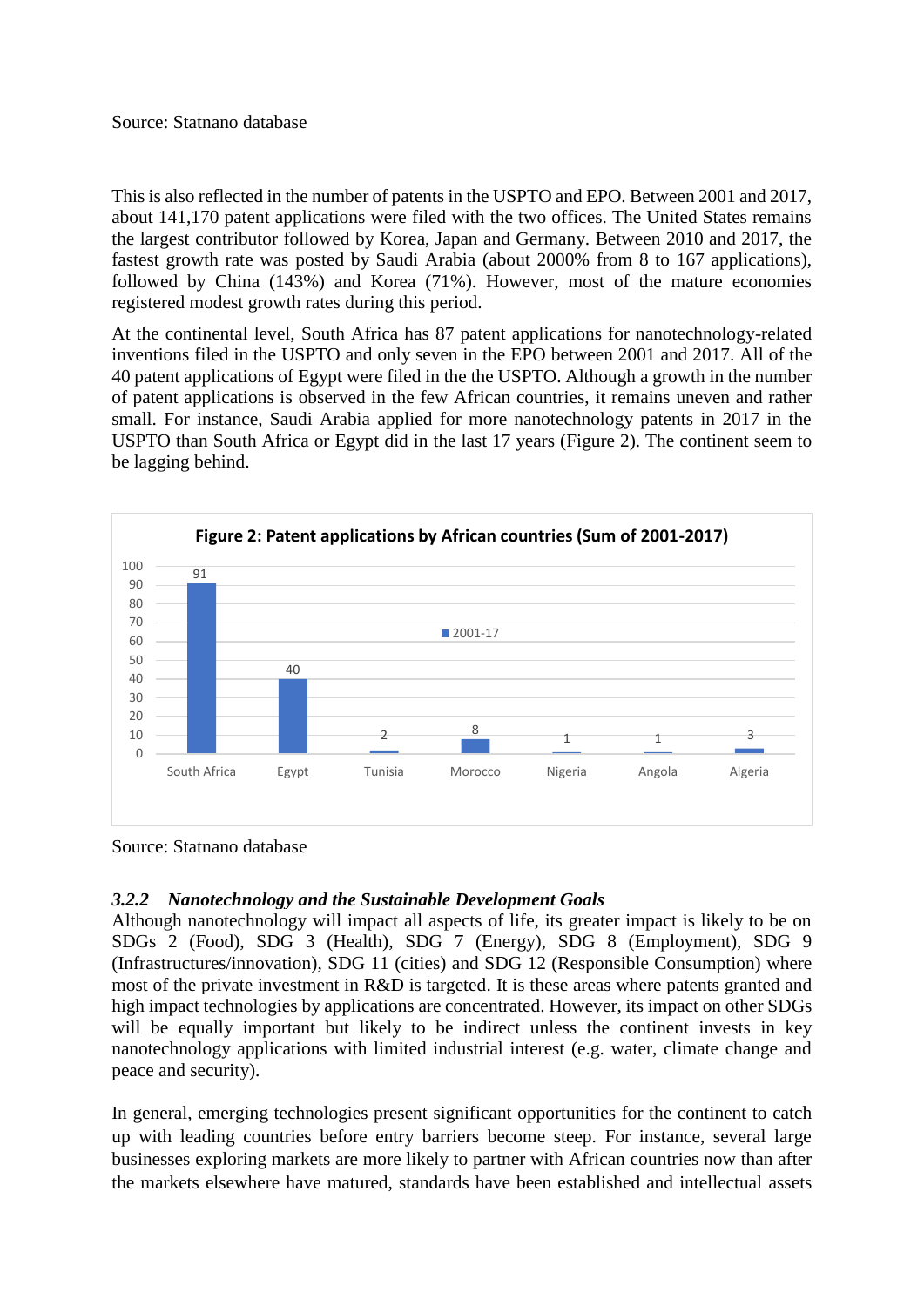Source: Statnano database

This is also reflected in the number of patents in the USPTO and EPO. Between 2001 and 2017, about 141,170 patent applications were filed with the two offices. The United States remains the largest contributor followed by Korea, Japan and Germany. Between 2010 and 2017, the fastest growth rate was posted by Saudi Arabia (about 2000% from 8 to 167 applications), followed by China (143%) and Korea (71%). However, most of the mature economies registered modest growth rates during this period.

At the continental level, South Africa has 87 patent applications for nanotechnology-related inventions filed in the USPTO and only seven in the EPO between 2001 and 2017. All of the 40 patent applications of Egypt were filed in the the USPTO. Although a growth in the number of patent applications is observed in the few African countries, it remains uneven and rather small. For instance, Saudi Arabia applied for more nanotechnology patents in 2017 in the USPTO than South Africa or Egypt did in the last 17 years (Figure 2). The continent seem to be lagging behind.

**Figure 2: Patent applications by African countries (Sum of 2001-2017)**

| Country | 2001-17 |
|---|---|
| South Africa | 91 |
| Egypt | 40 |
| Tunisia | 2 |
| Morocco | 8 |
| Nigeria | 1 |
| Angola | 1 |
| Algeria | 3 |

Source: Statnano database

### *3.2.2 Nanotechnology and the Sustainable Development Goals*

Although nanotechnology will impact all aspects of life, its greater impact is likely to be on SDGs 2 (Food), SDG 3 (Health), SDG 7 (Energy), SDG 8 (Employment), SDG 9 (Infrastructures/innovation), SDG 11 (cities) and SDG 12 (Responsible Consumption) where most of the private investment in R&D is targeted. It is these areas where patents granted and high impact technologies by applications are concentrated. However, its impact on other SDGs will be equally important but likely to be indirect unless the continent invests in key nanotechnology applications with limited industrial interest (e.g. water, climate change and peace and security).

In general, emerging technologies present significant opportunities for the continent to catch up with leading countries before entry barriers become steep. For instance, several large businesses exploring markets are more likely to partner with African countries now than after the markets elsewhere have matured, standards have been established and intellectual assets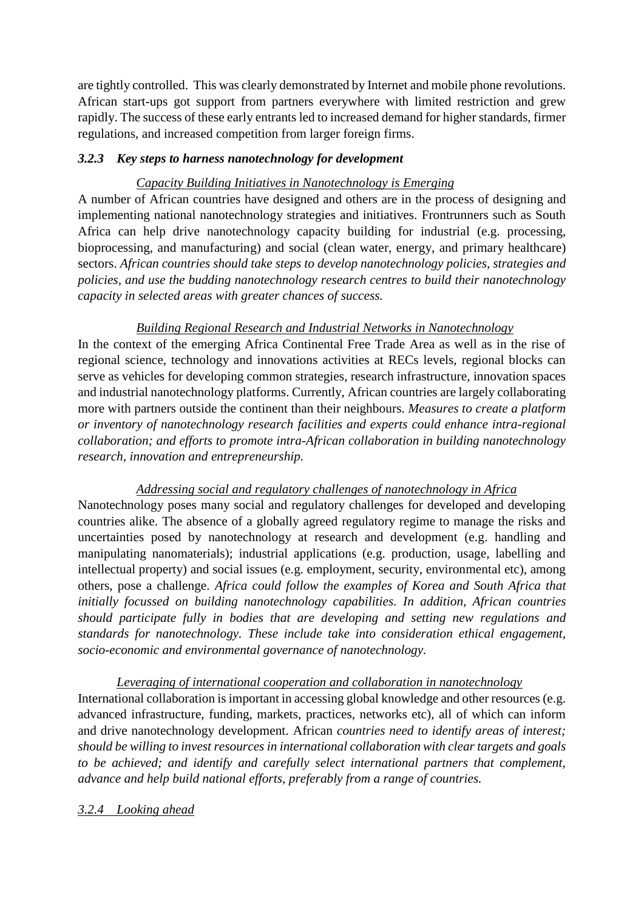are tightly controlled. This was clearly demonstrated by Internet and mobile phone revolutions. African start-ups got support from partners everywhere with limited restriction and grew rapidly. The success of these early entrants led to increased demand for higher standards, firmer regulations, and increased competition from larger foreign firms.

### *3.2.3 Key steps to harness nanotechnology for development*

<u>*Capacity Building Initiatives in Nanotechnology is Emerging*</u>

A number of African countries have designed and others are in the process of designing and implementing national nanotechnology strategies and initiatives. Frontrunners such as South Africa can help drive nanotechnology capacity building for industrial (e.g. processing, bioprocessing, and manufacturing) and social (clean water, energy, and primary healthcare) sectors. *African countries should take steps to develop nanotechnology policies, strategies and policies, and use the budding nanotechnology research centres to build their nanotechnology capacity in selected areas with greater chances of success.*

<u>*Building Regional Research and Industrial Networks in Nanotechnology*</u>

In the context of the emerging Africa Continental Free Trade Area as well as in the rise of regional science, technology and innovations activities at RECs levels, regional blocks can serve as vehicles for developing common strategies, research infrastructure, innovation spaces and industrial nanotechnology platforms. Currently, African countries are largely collaborating more with partners outside the continent than their neighbours. *Measures to create a platform or inventory of nanotechnology research facilities and experts could enhance intra-regional collaboration; and efforts to promote intra-African collaboration in building nanotechnology research, innovation and entrepreneurship.*

<u>*Addressing social and regulatory challenges of nanotechnology in Africa*</u>

Nanotechnology poses many social and regulatory challenges for developed and developing countries alike. The absence of a globally agreed regulatory regime to manage the risks and uncertainties posed by nanotechnology at research and development (e.g. handling and manipulating nanomaterials); industrial applications (e.g. production, usage, labelling and intellectual property) and social issues (e.g. employment, security, environmental etc), among others, pose a challenge. *Africa could follow the examples of Korea and South Africa that initially focussed on building nanotechnology capabilities. In addition, African countries should participate fully in bodies that are developing and setting new regulations and standards for nanotechnology. These include take into consideration ethical engagement, socio-economic and environmental governance of nanotechnology.*

<u>*Leveraging of international cooperation and collaboration in nanotechnology*</u>

International collaboration is important in accessing global knowledge and other resources (e.g. advanced infrastructure, funding, markets, practices, networks etc), all of which can inform and drive nanotechnology development. African *countries need to identify areas of interest; should be willing to invest resources in international collaboration with clear targets and goals to be achieved; and identify and carefully select international partners that complement, advance and help build national efforts, preferably from a range of countries.*

### <u>*3.2.4 Looking ahead*</u>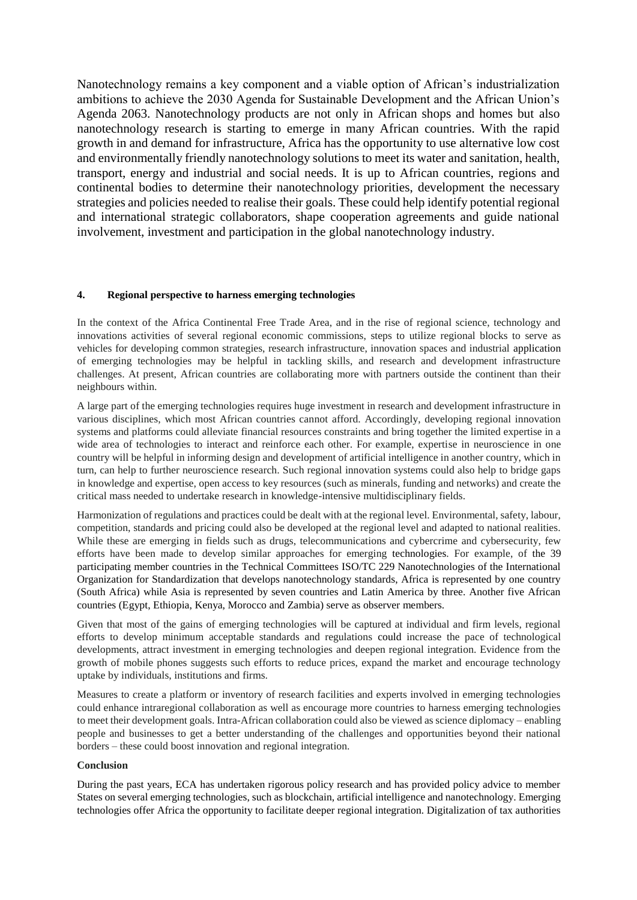Nanotechnology remains a key component and a viable option of African's industrialization ambitions to achieve the 2030 Agenda for Sustainable Development and the African Union's Agenda 2063. Nanotechnology products are not only in African shops and homes but also nanotechnology research is starting to emerge in many African countries. With the rapid growth in and demand for infrastructure, Africa has the opportunity to use alternative low cost and environmentally friendly nanotechnology solutions to meet its water and sanitation, health, transport, energy and industrial and social needs. It is up to African countries, regions and continental bodies to determine their nanotechnology priorities, development the necessary strategies and policies needed to realise their goals. These could help identify potential regional and international strategic collaborators, shape cooperation agreements and guide national involvement, investment and participation in the global nanotechnology industry.

#### 4. Regional perspective to harness emerging technologies

In the context of the Africa Continental Free Trade Area, and in the rise of regional science, technology and innovations activities of several regional economic commissions, steps to utilize regional blocks to serve as vehicles for developing common strategies, research infrastructure, innovation spaces and industrial application of emerging technologies may be helpful in tackling skills, and research and development infrastructure challenges. At present, African countries are collaborating more with partners outside the continent than their neighbours within.

A large part of the emerging technologies requires huge investment in research and development infrastructure in various disciplines, which most African countries cannot afford. Accordingly, developing regional innovation systems and platforms could alleviate financial resources constraints and bring together the limited expertise in a wide area of technologies to interact and reinforce each other. For example, expertise in neuroscience in one country will be helpful in informing design and development of artificial intelligence in another country, which in turn, can help to further neuroscience research. Such regional innovation systems could also help to bridge gaps in knowledge and expertise, open access to key resources (such as minerals, funding and networks) and create the critical mass needed to undertake research in knowledge-intensive multidisciplinary fields.

Harmonization of regulations and practices could be dealt with at the regional level. Environmental, safety, labour, competition, standards and pricing could also be developed at the regional level and adapted to national realities. While these are emerging in fields such as drugs, telecommunications and cybercrime and cybersecurity, few efforts have been made to develop similar approaches for emerging technologies. For example, of the 39 participating member countries in the Technical Committees ISO/TC 229 Nanotechnologies of the International Organization for Standardization that develops nanotechnology standards, Africa is represented by one country (South Africa) while Asia is represented by seven countries and Latin America by three. Another five African countries (Egypt, Ethiopia, Kenya, Morocco and Zambia) serve as observer members.

Given that most of the gains of emerging technologies will be captured at individual and firm levels, regional efforts to develop minimum acceptable standards and regulations could increase the pace of technological developments, attract investment in emerging technologies and deepen regional integration. Evidence from the growth of mobile phones suggests such efforts to reduce prices, expand the market and encourage technology uptake by individuals, institutions and firms.

Measures to create a platform or inventory of research facilities and experts involved in emerging technologies could enhance intraregional collaboration as well as encourage more countries to harness emerging technologies to meet their development goals. Intra-African collaboration could also be viewed as science diplomacy – enabling people and businesses to get a better understanding of the challenges and opportunities beyond their national borders – these could boost innovation and regional integration.

#### Conclusion

During the past years, ECA has undertaken rigorous policy research and has provided policy advice to member States on several emerging technologies, such as blockchain, artificial intelligence and nanotechnology. Emerging technologies offer Africa the opportunity to facilitate deeper regional integration. Digitalization of tax authorities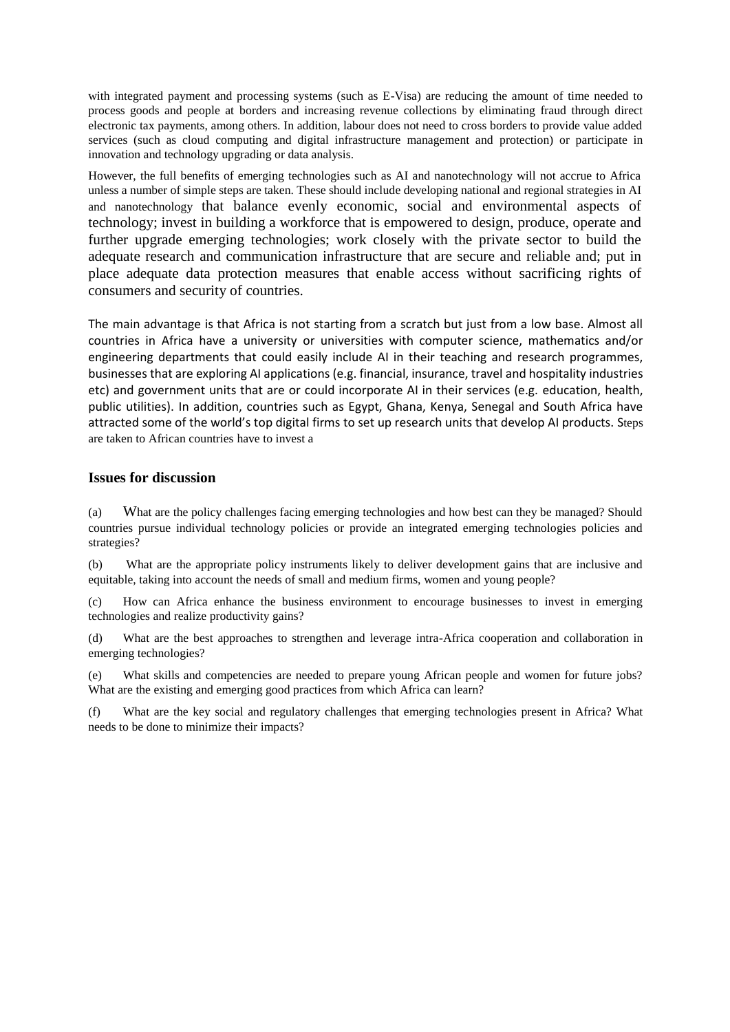with integrated payment and processing systems (such as E-Visa) are reducing the amount of time needed to process goods and people at borders and increasing revenue collections by eliminating fraud through direct electronic tax payments, among others. In addition, labour does not need to cross borders to provide value added services (such as cloud computing and digital infrastructure management and protection) or participate in innovation and technology upgrading or data analysis.

However, the full benefits of emerging technologies such as AI and nanotechnology will not accrue to Africa unless a number of simple steps are taken. These should include developing national and regional strategies in AI and nanotechnology that balance evenly economic, social and environmental aspects of technology; invest in building a workforce that is empowered to design, produce, operate and further upgrade emerging technologies; work closely with the private sector to build the adequate research and communication infrastructure that are secure and reliable and; put in place adequate data protection measures that enable access without sacrificing rights of consumers and security of countries.

The main advantage is that Africa is not starting from a scratch but just from a low base. Almost all countries in Africa have a university or universities with computer science, mathematics and/or engineering departments that could easily include AI in their teaching and research programmes, businesses that are exploring AI applications (e.g. financial, insurance, travel and hospitality industries etc) and government units that are or could incorporate AI in their services (e.g. education, health, public utilities). In addition, countries such as Egypt, Ghana, Kenya, Senegal and South Africa have attracted some of the world's top digital firms to set up research units that develop AI products. Steps are taken to African countries have to invest a

## Issues for discussion

(a) What are the policy challenges facing emerging technologies and how best can they be managed? Should countries pursue individual technology policies or provide an integrated emerging technologies policies and strategies?

(b) What are the appropriate policy instruments likely to deliver development gains that are inclusive and equitable, taking into account the needs of small and medium firms, women and young people?

(c) How can Africa enhance the business environment to encourage businesses to invest in emerging technologies and realize productivity gains?

(d) What are the best approaches to strengthen and leverage intra-Africa cooperation and collaboration in emerging technologies?

(e) What skills and competencies are needed to prepare young African people and women for future jobs? What are the existing and emerging good practices from which Africa can learn?

(f) What are the key social and regulatory challenges that emerging technologies present in Africa? What needs to be done to minimize their impacts?